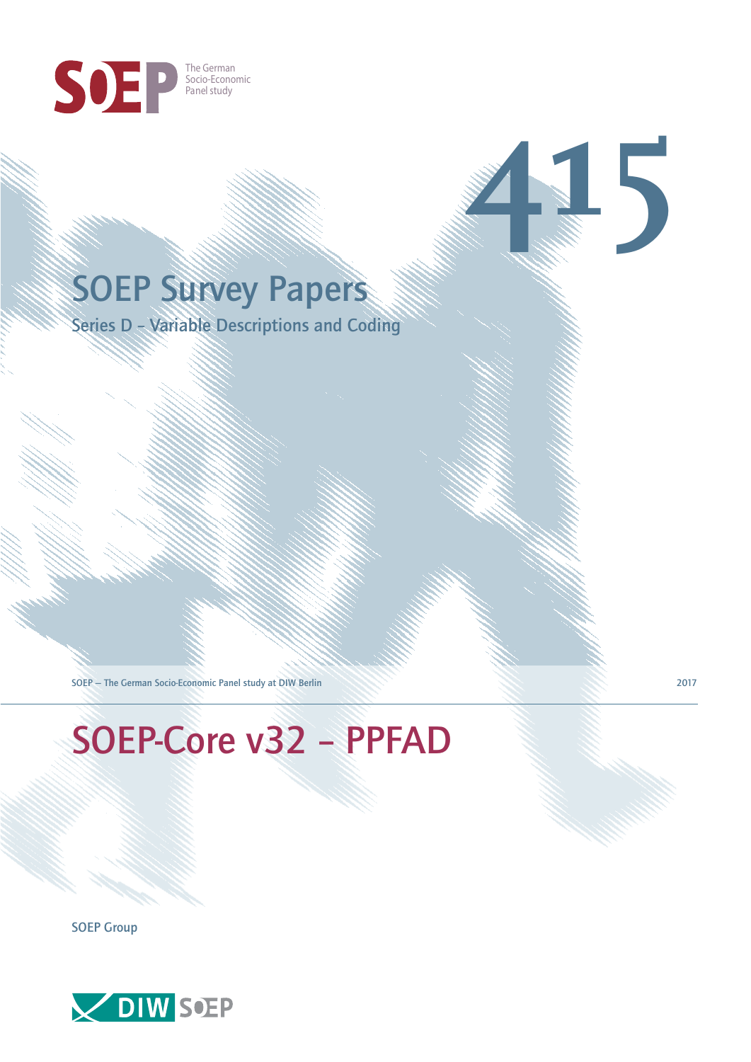SOEP The German Socio-Economic Panel study

# 415

## SOEP Survey Papers

Series D – Variable Descriptions and Coding

SOEP — The German Socio-Economic Panel study at DIW Berlin

2017

# SOEP-Core v32 – PPFAD

SOEP Group

DIW SOEP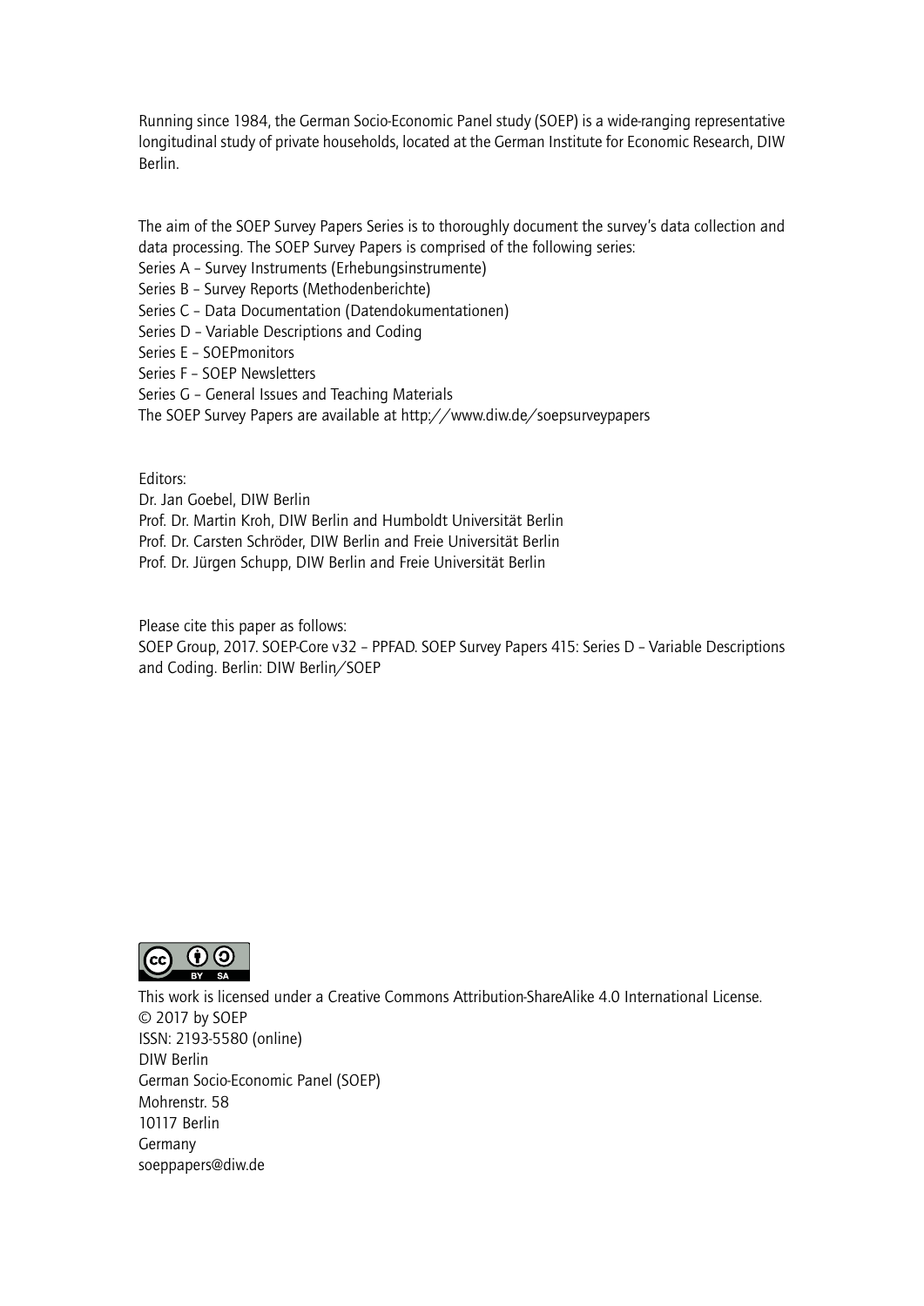Running since 1984, the German Socio-Economic Panel study (SOEP) is a wide-ranging representative longitudinal study of private households, located at the German Institute for Economic Research, DIW Berlin.

The aim of the SOEP Survey Papers Series is to thoroughly document the survey's data collection and data processing. The SOEP Survey Papers is comprised of the following series:

Series A – Survey Instruments (Erhebungsinstrumente)
Series B – Survey Reports (Methodenberichte)
Series C – Data Documentation (Datendokumentationen)
Series D – Variable Descriptions and Coding
Series E – SOEPmonitors
Series F – SOEP Newsletters
Series G – General Issues and Teaching Materials
The SOEP Survey Papers are available at http://www.diw.de/soepsurveypapers

Editors:
Dr. Jan Goebel, DIW Berlin
Prof. Dr. Martin Kroh, DIW Berlin and Humboldt Universität Berlin
Prof. Dr. Carsten Schröder, DIW Berlin and Freie Universität Berlin
Prof. Dr. Jürgen Schupp, DIW Berlin and Freie Universität Berlin

Please cite this paper as follows:
SOEP Group, 2017. SOEP-Core v32 – PPFAD. SOEP Survey Papers 415: Series D – Variable Descriptions and Coding. Berlin: DIW Berlin/SOEP

This work is licensed under a Creative Commons Attribution-ShareAlike 4.0 International License.
© 2017 by SOEP
ISSN: 2193-5580 (online)
DIW Berlin
German Socio-Economic Panel (SOEP)
Mohrenstr. 58
10117 Berlin
Germany
soeppapers@diw.de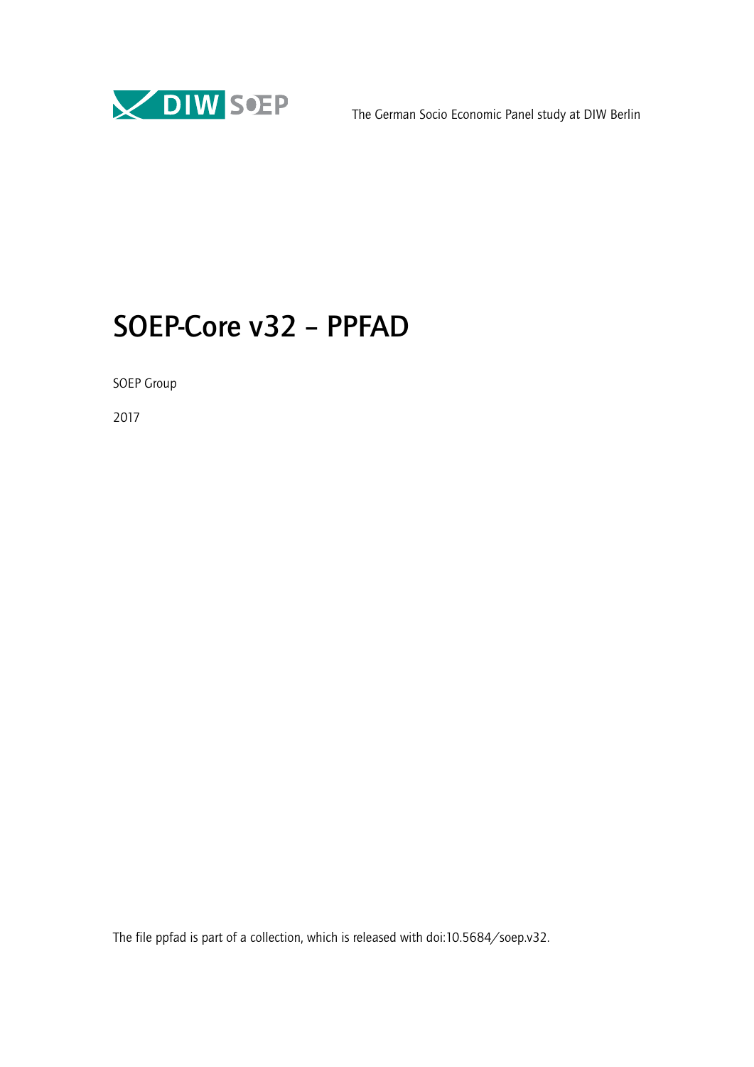DIW SOEP

The German Socio Economic Panel study at DIW Berlin

# SOEP-Core v32 – PPFAD

SOEP Group

2017

The file ppfad is part of a collection, which is released with doi:10.5684/soep.v32.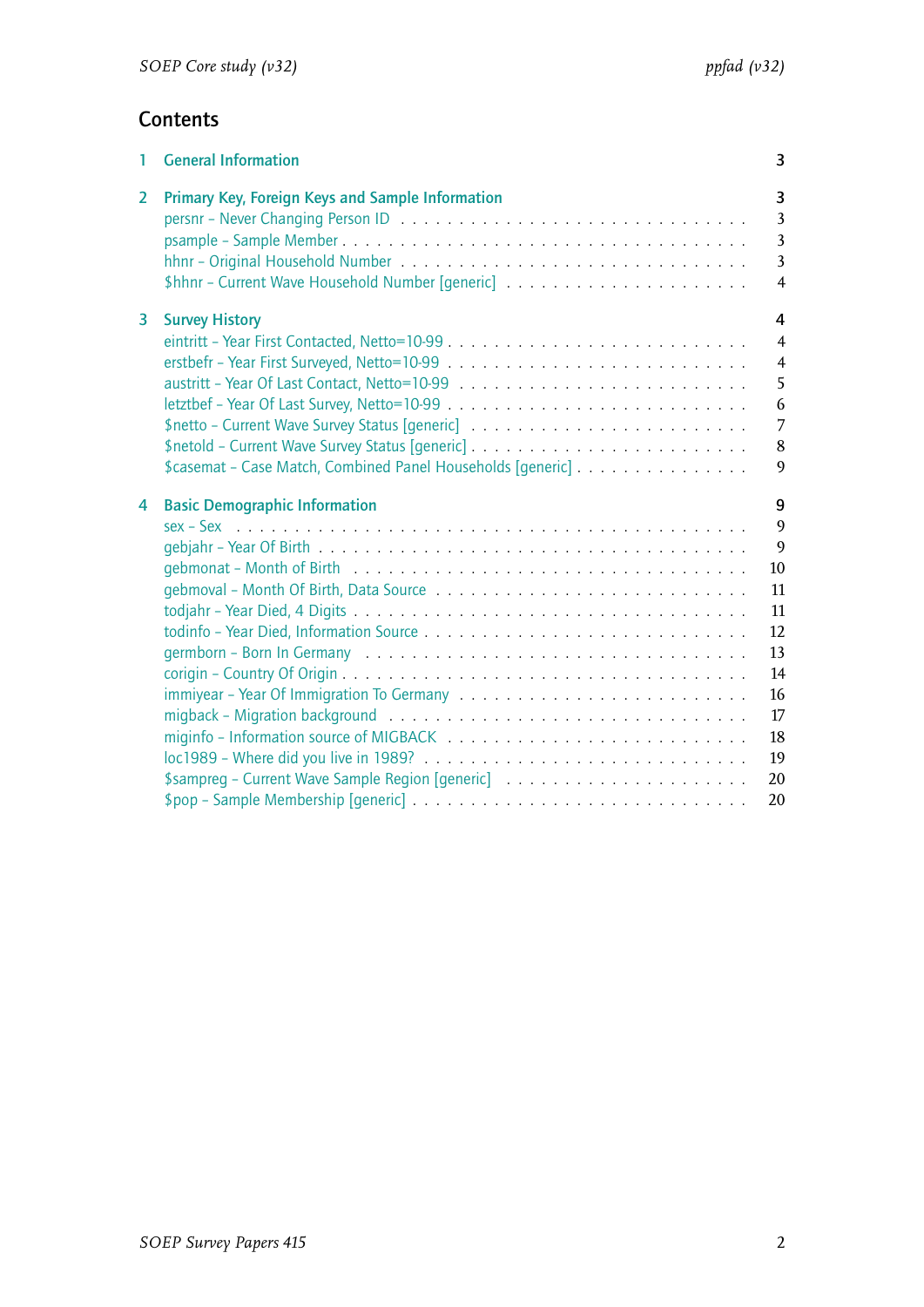## Contents

1 General Information 3

2 Primary Key, Foreign Keys and Sample Information 3
- persnr – Never Changing Person ID . . . . . . . . . . . . . . . . . . . . . . . . . . . . 3
- psample – Sample Member . . . . . . . . . . . . . . . . . . . . . . . . . . . . . . . . 3
- hhnr – Original Household Number . . . . . . . . . . . . . . . . . . . . . . . . . . . 3
- $hhnr – Current Wave Household Number [generic] . . . . . . . . . . . . . . . . . . . 4

3 Survey History 4
- eintritt – Year First Contacted, Netto=10-99 . . . . . . . . . . . . . . . . . . . . . . 4
- erstbefr – Year First Surveyed, Netto=10-99 . . . . . . . . . . . . . . . . . . . . . . 4
- austritt – Year Of Last Contact, Netto=10-99 . . . . . . . . . . . . . . . . . . . . . . 5
- letztbef – Year Of Last Survey, Netto=10-99 . . . . . . . . . . . . . . . . . . . . . . 6
- $netto – Current Wave Survey Status [generic] . . . . . . . . . . . . . . . . . . . . . 7
- $netold – Current Wave Survey Status [generic] . . . . . . . . . . . . . . . . . . . . . 8
- $casemat – Case Match, Combined Panel Households [generic] . . . . . . . . . . . . . . 9

4 Basic Demographic Information 9
- sex – Sex . . . . . . . . . . . . . . . . . . . . . . . . . . . . . . . . . . . . . . . . 9
- gebjahr – Year Of Birth . . . . . . . . . . . . . . . . . . . . . . . . . . . . . . . . . 9
- gebmonat – Month of Birth . . . . . . . . . . . . . . . . . . . . . . . . . . . . . . . . 10
- gebmoval – Month Of Birth, Data Source . . . . . . . . . . . . . . . . . . . . . . . . . 11
- todjahr – Year Died, 4 Digits . . . . . . . . . . . . . . . . . . . . . . . . . . . . . . 11
- todinfo – Year Died, Information Source . . . . . . . . . . . . . . . . . . . . . . . . . 12
- germborn – Born In Germany . . . . . . . . . . . . . . . . . . . . . . . . . . . . . . . 13
- corigin – Country Of Origin . . . . . . . . . . . . . . . . . . . . . . . . . . . . . . . 14
- immiyear – Year Of Immigration To Germany . . . . . . . . . . . . . . . . . . . . . . . 16
- migback – Migration background . . . . . . . . . . . . . . . . . . . . . . . . . . . . . 17
- miginfo – Information source of MIGBACK . . . . . . . . . . . . . . . . . . . . . . . . 18
- loc1989 – Where did you live in 1989? . . . . . . . . . . . . . . . . . . . . . . . . . . 19
- $sampreg – Current Wave Sample Region [generic] . . . . . . . . . . . . . . . . . . . . 20
- $pop – Sample Membership [generic] . . . . . . . . . . . . . . . . . . . . . . . . . . . 20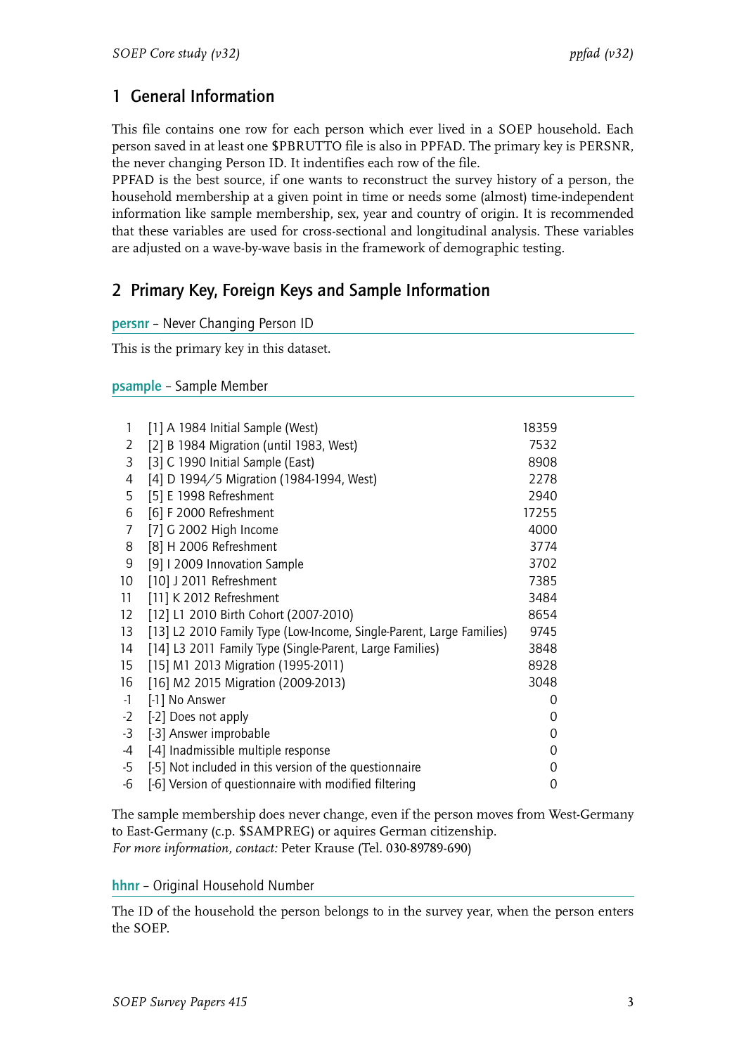# 1 General Information

This file contains one row for each person which ever lived in a SOEP household. Each person saved in at least one $PBRUTTO file is also in PPFAD. The primary key is PERSNR, the never changing Person ID. It indentifies each row of the file.
PPFAD is the best source, if one wants to reconstruct the survey history of a person, the household membership at a given point in time or needs some (almost) time-independent information like sample membership, sex, year and country of origin. It is recommended that these variables are used for cross-sectional and longitudinal analysis. These variables are adjusted on a wave-by-wave basis in the framework of demographic testing.

# 2 Primary Key, Foreign Keys and Sample Information

### persnr – Never Changing Person ID

This is the primary key in this dataset.

### psample – Sample Member

| | | |
|---|---|---|
| 1 | [1] A 1984 Initial Sample (West) | 18359 |
| 2 | [2] B 1984 Migration (until 1983, West) | 7532 |
| 3 | [3] C 1990 Initial Sample (East) | 8908 |
| 4 | [4] D 1994/5 Migration (1984-1994, West) | 2278 |
| 5 | [5] E 1998 Refreshment | 2940 |
| 6 | [6] F 2000 Refreshment | 17255 |
| 7 | [7] G 2002 High Income | 4000 |
| 8 | [8] H 2006 Refreshment | 3774 |
| 9 | [9] I 2009 Innovation Sample | 3702 |
| 10 | [10] J 2011 Refreshment | 7385 |
| 11 | [11] K 2012 Refreshment | 3484 |
| 12 | [12] L1 2010 Birth Cohort (2007-2010) | 8654 |
| 13 | [13] L2 2010 Family Type (Low-Income, Single-Parent, Large Families) | 9745 |
| 14 | [14] L3 2011 Family Type (Single-Parent, Large Families) | 3848 |
| 15 | [15] M1 2013 Migration (1995-2011) | 8928 |
| 16 | [16] M2 2015 Migration (2009-2013) | 3048 |
| -1 | [-1] No Answer | 0 |
| -2 | [-2] Does not apply | 0 |
| -3 | [-3] Answer improbable | 0 |
| -4 | [-4] Inadmissible multiple response | 0 |
| -5 | [-5] Not included in this version of the questionnaire | 0 |
| -6 | [-6] Version of questionnaire with modified filtering | 0 |

The sample membership does never change, even if the person moves from West-Germany to East-Germany (c.p. $SAMPREG) or aquires German citizenship.
*For more information, contact:* Peter Krause (Tel. 030-89789-690)

### hhnr – Original Household Number

The ID of the household the person belongs to in the survey year, when the person enters the SOEP.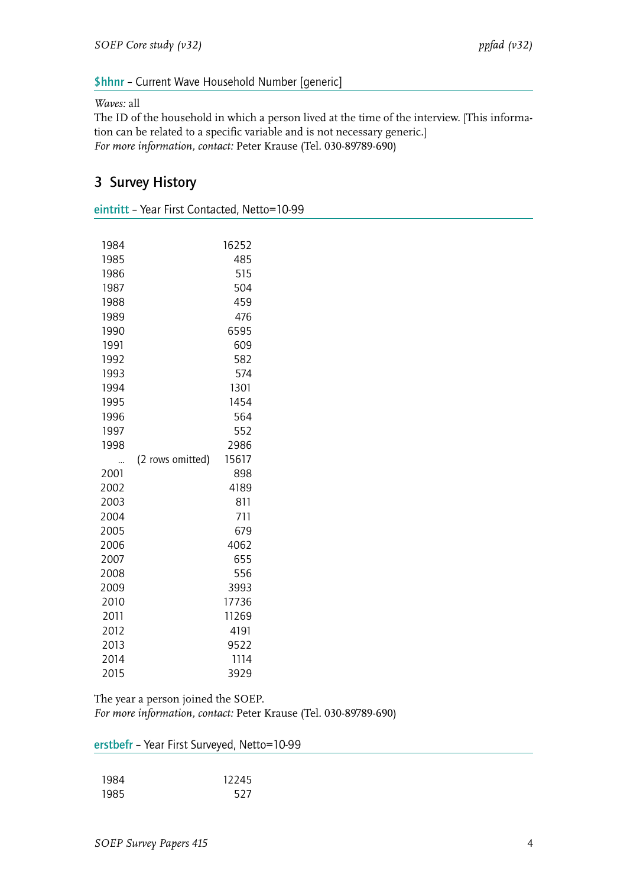**$hhnr** – Current Wave Household Number [generic]

*Waves:* all

The ID of the household in which a person lived at the time of the interview. [This information can be related to a specific variable and is not necessary generic.]

*For more information, contact:* Peter Krause (Tel. 030-89789-690)

## 3 Survey History

**eintritt** – Year First Contacted, Netto=10-99

| | | |
|---|---|---|
| 1984 | | 16252 |
| 1985 | | 485 |
| 1986 | | 515 |
| 1987 | | 504 |
| 1988 | | 459 |
| 1989 | | 476 |
| 1990 | | 6595 |
| 1991 | | 609 |
| 1992 | | 582 |
| 1993 | | 574 |
| 1994 | | 1301 |
| 1995 | | 1454 |
| 1996 | | 564 |
| 1997 | | 552 |
| 1998 | | 2986 |
| ... | (2 rows omitted) | 15617 |
| 2001 | | 898 |
| 2002 | | 4189 |
| 2003 | | 811 |
| 2004 | | 711 |
| 2005 | | 679 |
| 2006 | | 4062 |
| 2007 | | 655 |
| 2008 | | 556 |
| 2009 | | 3993 |
| 2010 | | 17736 |
| 2011 | | 11269 |
| 2012 | | 4191 |
| 2013 | | 9522 |
| 2014 | | 1114 |
| 2015 | | 3929 |

The year a person joined the SOEP.

*For more information, contact:* Peter Krause (Tel. 030-89789-690)

**erstbefr** – Year First Surveyed, Netto=10-99

| | |
|---|---|
| 1984 | 12245 |
| 1985 | 527 |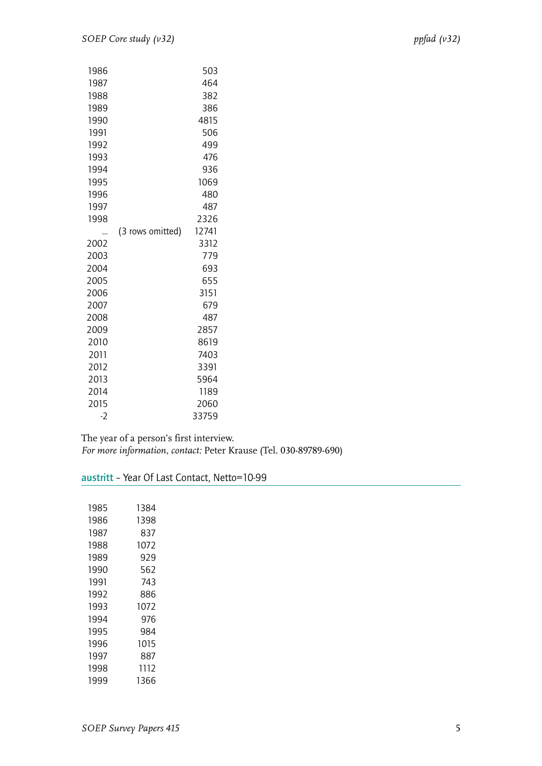| | | |
|---|---|---|
| 1986 | | 503 |
| 1987 | | 464 |
| 1988 | | 382 |
| 1989 | | 386 |
| 1990 | | 4815 |
| 1991 | | 506 |
| 1992 | | 499 |
| 1993 | | 476 |
| 1994 | | 936 |
| 1995 | | 1069 |
| 1996 | | 480 |
| 1997 | | 487 |
| 1998 | | 2326 |
| ... | (3 rows omitted) | 12741 |
| 2002 | | 3312 |
| 2003 | | 779 |
| 2004 | | 693 |
| 2005 | | 655 |
| 2006 | | 3151 |
| 2007 | | 679 |
| 2008 | | 487 |
| 2009 | | 2857 |
| 2010 | | 8619 |
| 2011 | | 7403 |
| 2012 | | 3391 |
| 2013 | | 5964 |
| 2014 | | 1189 |
| 2015 | | 2060 |
| -2 | | 33759 |

The year of a person's first interview.
*For more information, contact:* Peter Krause (Tel. 030-89789-690)

## austritt – Year Of Last Contact, Netto=10-99

| | |
|---|---|
| 1985 | 1384 |
| 1986 | 1398 |
| 1987 | 837 |
| 1988 | 1072 |
| 1989 | 929 |
| 1990 | 562 |
| 1991 | 743 |
| 1992 | 886 |
| 1993 | 1072 |
| 1994 | 976 |
| 1995 | 984 |
| 1996 | 1015 |
| 1997 | 887 |
| 1998 | 1112 |
| 1999 | 1366 |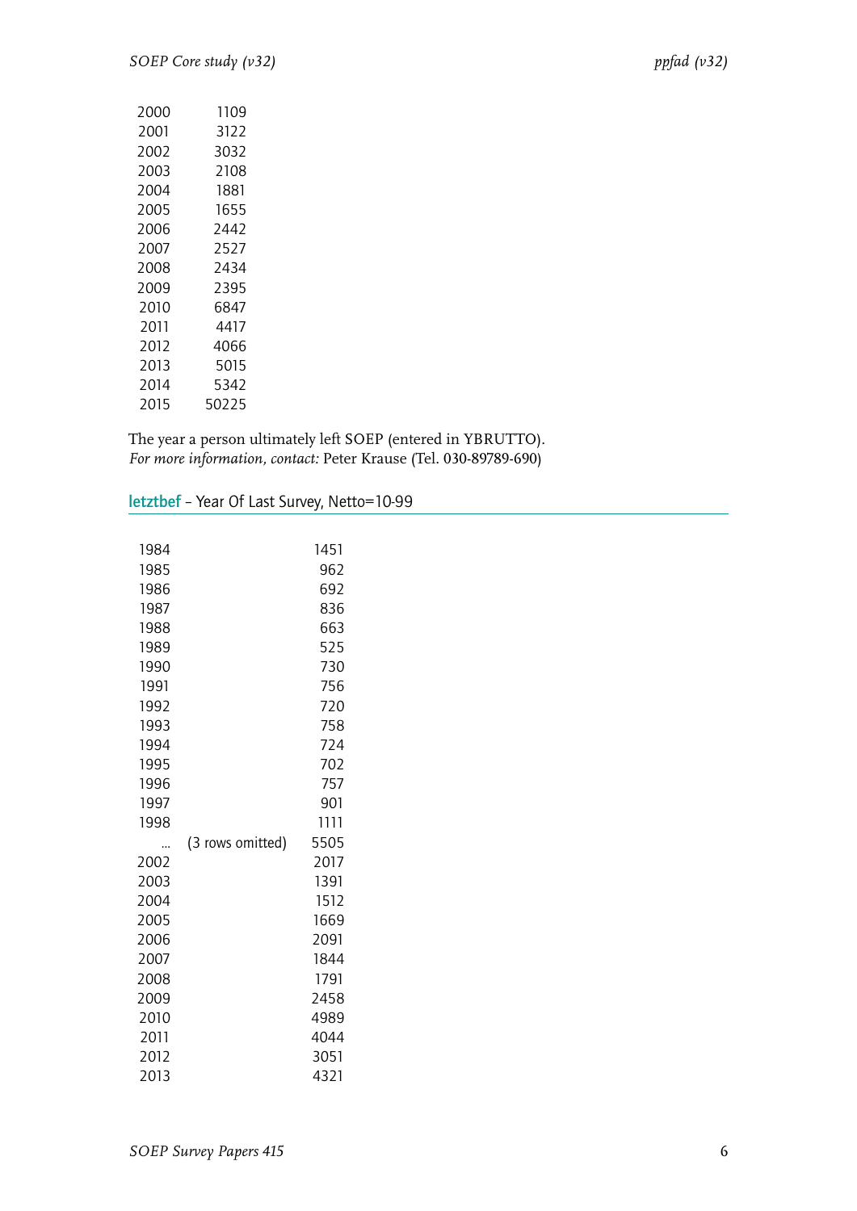| | |
|---|---|
| 2000 | 1109 |
| 2001 | 3122 |
| 2002 | 3032 |
| 2003 | 2108 |
| 2004 | 1881 |
| 2005 | 1655 |
| 2006 | 2442 |
| 2007 | 2527 |
| 2008 | 2434 |
| 2009 | 2395 |
| 2010 | 6847 |
| 2011 | 4417 |
| 2012 | 4066 |
| 2013 | 5015 |
| 2014 | 5342 |
| 2015 | 50225 |

The year a person ultimately left SOEP (entered in YBRUTTO).
*For more information, contact:* Peter Krause (Tel. 030-89789-690)

## letztbef – Year Of Last Survey, Netto=10-99

| | | |
|---|---|---|
| 1984 | | 1451 |
| 1985 | | 962 |
| 1986 | | 692 |
| 1987 | | 836 |
| 1988 | | 663 |
| 1989 | | 525 |
| 1990 | | 730 |
| 1991 | | 756 |
| 1992 | | 720 |
| 1993 | | 758 |
| 1994 | | 724 |
| 1995 | | 702 |
| 1996 | | 757 |
| 1997 | | 901 |
| 1998 | | 1111 |
| ... | (3 rows omitted) | 5505 |
| 2002 | | 2017 |
| 2003 | | 1391 |
| 2004 | | 1512 |
| 2005 | | 1669 |
| 2006 | | 2091 |
| 2007 | | 1844 |
| 2008 | | 1791 |
| 2009 | | 2458 |
| 2010 | | 4989 |
| 2011 | | 4044 |
| 2012 | | 3051 |
| 2013 | | 4321 |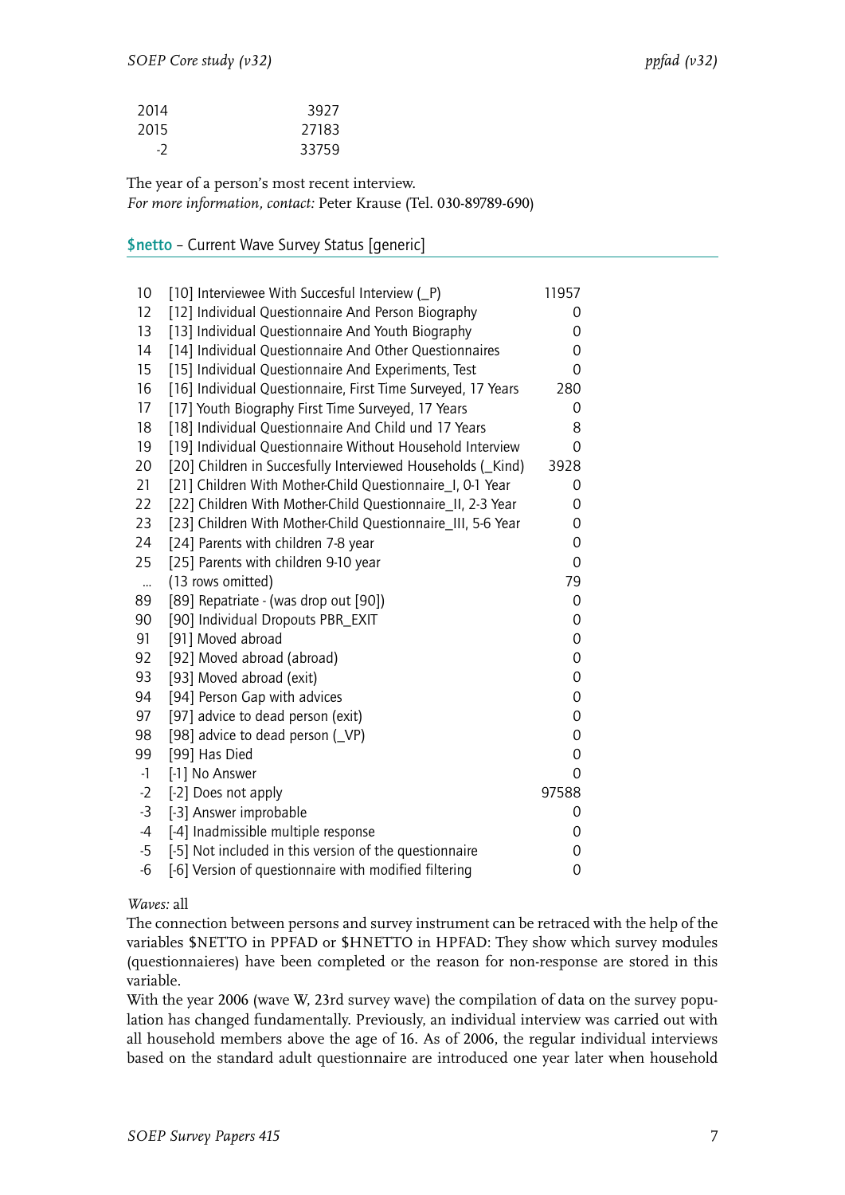| | |
|---|---|
| 2014 | 3927 |
| 2015 | 27183 |
| -2 | 33759 |

The year of a person's most recent interview.
*For more information, contact:* Peter Krause (Tel. 030-89789-690)

## $netto – Current Wave Survey Status [generic]

| | | |
|---|---|---|
| 10 | [10] Interviewee With Succesful Interview (_P) | 11957 |
| 12 | [12] Individual Questionnaire And Person Biography | 0 |
| 13 | [13] Individual Questionnaire And Youth Biography | 0 |
| 14 | [14] Individual Questionnaire And Other Questionnaires | 0 |
| 15 | [15] Individual Questionnaire And Experiments, Test | 0 |
| 16 | [16] Individual Questionnaire, First Time Surveyed, 17 Years | 280 |
| 17 | [17] Youth Biography First Time Surveyed, 17 Years | 0 |
| 18 | [18] Individual Questionnaire And Child und 17 Years | 8 |
| 19 | [19] Individual Questionnaire Without Household Interview | 0 |
| 20 | [20] Children in Succesfully Interviewed Households (_Kind) | 3928 |
| 21 | [21] Children With Mother-Child Questionnaire_I, 0-1 Year | 0 |
| 22 | [22] Children With Mother-Child Questionnaire_II, 2-3 Year | 0 |
| 23 | [23] Children With Mother-Child Questionnaire_III, 5-6 Year | 0 |
| 24 | [24] Parents with children 7-8 year | 0 |
| 25 | [25] Parents with children 9-10 year | 0 |
| ... | (13 rows omitted) | 79 |
| 89 | [89] Repatriate - (was drop out [90]) | 0 |
| 90 | [90] Individual Dropouts PBR_EXIT | 0 |
| 91 | [91] Moved abroad | 0 |
| 92 | [92] Moved abroad (abroad) | 0 |
| 93 | [93] Moved abroad (exit) | 0 |
| 94 | [94] Person Gap with advices | 0 |
| 97 | [97] advice to dead person (exit) | 0 |
| 98 | [98] advice to dead person (_VP) | 0 |
| 99 | [99] Has Died | 0 |
| -1 | [-1] No Answer | 0 |
| -2 | [-2] Does not apply | 97588 |
| -3 | [-3] Answer improbable | 0 |
| -4 | [-4] Inadmissible multiple response | 0 |
| -5 | [-5] Not included in this version of the questionnaire | 0 |
| -6 | [-6] Version of questionnaire with modified filtering | 0 |

*Waves:* all

The connection between persons and survey instrument can be retraced with the help of the variables $NETTO in PPFAD or $HNETTO in HPFAD: They show which survey modules (questionnaieres) have been completed or the reason for non-response are stored in this variable.

With the year 2006 (wave W, 23rd survey wave) the compilation of data on the survey population has changed fundamentally. Previously, an individual interview was carried out with all household members above the age of 16. As of 2006, the regular individual interviews based on the standard adult questionnaire are introduced one year later when household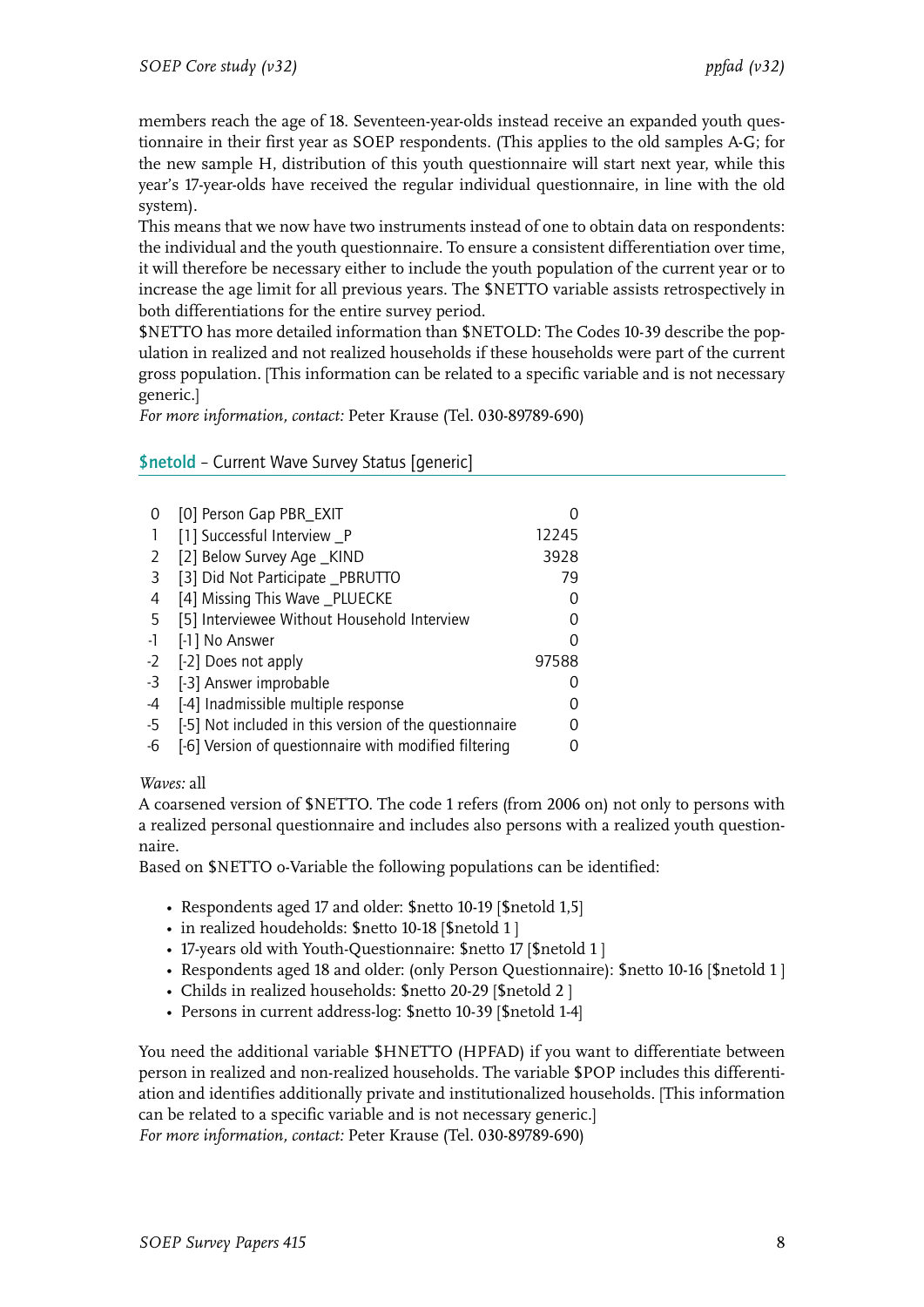members reach the age of 18. Seventeen-year-olds instead receive an expanded youth questionnaire in their first year as SOEP respondents. (This applies to the old samples A-G; for the new sample H, distribution of this youth questionnaire will start next year, while this year's 17-year-olds have received the regular individual questionnaire, in line with the old system).

This means that we now have two instruments instead of one to obtain data on respondents: the individual and the youth questionnaire. To ensure a consistent differentiation over time, it will therefore be necessary either to include the youth population of the current year or to increase the age limit for all previous years. The $NETTO variable assists retrospectively in both differentiations for the entire survey period.

$NETTO has more detailed information than $NETOLD: The Codes 10-39 describe the population in realized and not realized households if these households were part of the current gross population. [This information can be related to a specific variable and is not necessary generic.]

*For more information, contact:* Peter Krause (Tel. 030-89789-690)

## $netold – Current Wave Survey Status [generic]

| | | |
|---|---|---|
| 0 | [0] Person Gap PBR_EXIT | 0 |
| 1 | [1] Successful Interview _P | 12245 |
| 2 | [2] Below Survey Age _KIND | 3928 |
| 3 | [3] Did Not Participate _PBRUTTO | 79 |
| 4 | [4] Missing This Wave _PLUECKE | 0 |
| 5 | [5] Interviewee Without Household Interview | 0 |
| -1 | [-1] No Answer | 0 |
| -2 | [-2] Does not apply | 97588 |
| -3 | [-3] Answer improbable | 0 |
| -4 | [-4] Inadmissible multiple response | 0 |
| -5 | [-5] Not included in this version of the questionnaire | 0 |
| -6 | [-6] Version of questionnaire with modified filtering | 0 |

*Waves:* all

A coarsened version of $NETTO. The code 1 refers (from 2006 on) not only to persons with a realized personal questionnaire and includes also persons with a realized youth questionnaire.

Based on $NETTO o-Variable the following populations can be identified:

- Respondents aged 17 and older: $netto 10-19 [$netold 1,5]
- in realized houdeholds: $netto 10-18 [$netold 1 ]
- 17-years old with Youth-Questionnaire: $netto 17 [$netold 1 ]
- Respondents aged 18 and older: (only Person Questionnaire): $netto 10-16 [$netold 1 ]
- Childs in realized households: $netto 20-29 [$netold 2 ]
- Persons in current address-log: $netto 10-39 [$netold 1-4]

You need the additional variable $HNETTO (HPFAD) if you want to differentiate between person in realized and non-realized households. The variable $POP includes this differentiation and identifies additionally private and institutionalized households. [This information can be related to a specific variable and is not necessary generic.]

*For more information, contact:* Peter Krause (Tel. 030-89789-690)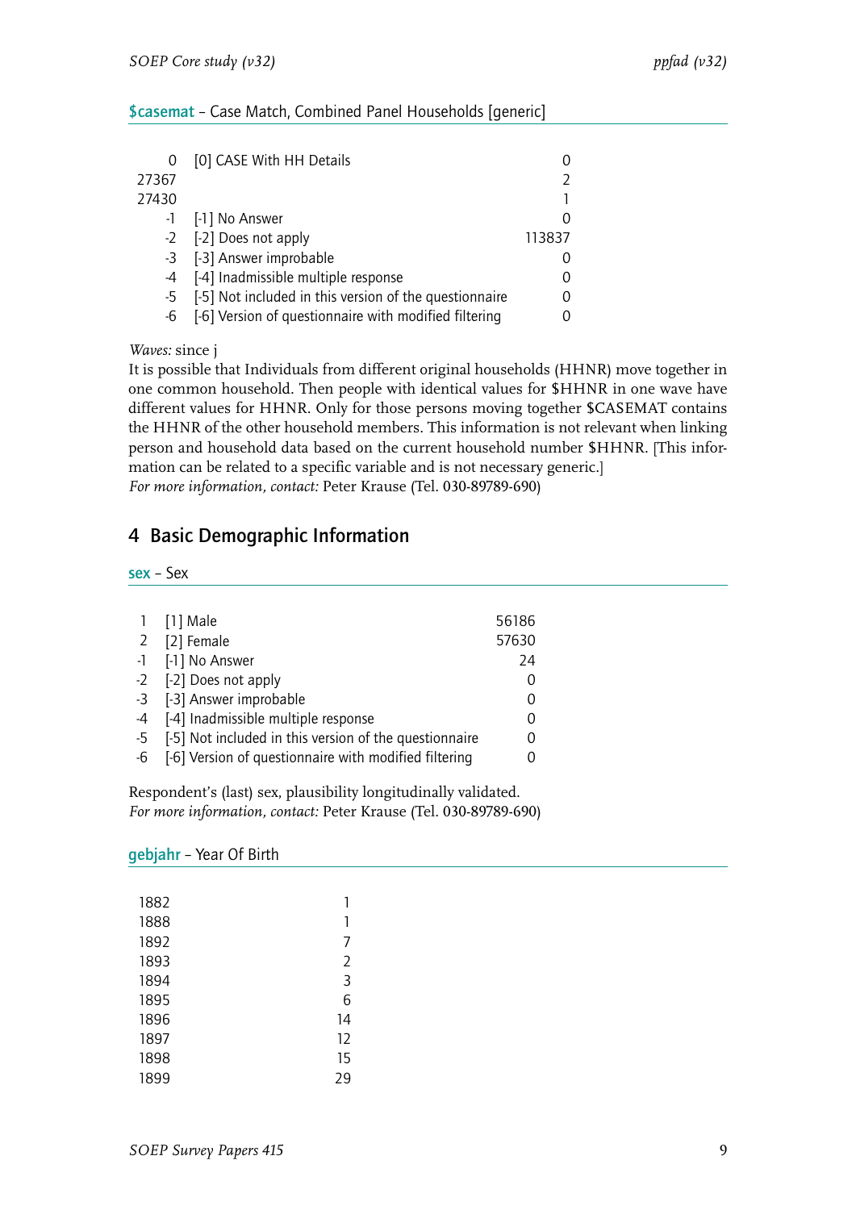**$casemat** – Case Match, Combined Panel Households [generic]

| | | |
|---|---|---|
| 0 | [0] CASE With HH Details | 0 |
| 27367 | | 2 |
| 27430 | | 1 |
| -1 | [-1] No Answer | 0 |
| -2 | [-2] Does not apply | 113837 |
| -3 | [-3] Answer improbable | 0 |
| -4 | [-4] Inadmissible multiple response | 0 |
| -5 | [-5] Not included in this version of the questionnaire | 0 |
| -6 | [-6] Version of questionnaire with modified filtering | 0 |

*Waves:* since j

It is possible that Individuals from different original households (HHNR) move together in one common household. Then people with identical values for $HHNR in one wave have different values for HHNR. Only for those persons moving together $CASEMAT contains the HHNR of the other household members. This information is not relevant when linking person and household data based on the current household number $HHNR. [This information can be related to a specific variable and is not necessary generic.]

*For more information, contact:* Peter Krause (Tel. 030-89789-690)

## 4 Basic Demographic Information

**sex** – Sex

| | | |
|---|---|---|
| 1 | [1] Male | 56186 |
| 2 | [2] Female | 57630 |
| -1 | [-1] No Answer | 24 |
| -2 | [-2] Does not apply | 0 |
| -3 | [-3] Answer improbable | 0 |
| -4 | [-4] Inadmissible multiple response | 0 |
| -5 | [-5] Not included in this version of the questionnaire | 0 |
| -6 | [-6] Version of questionnaire with modified filtering | 0 |

Respondent's (last) sex, plausibility longitudinally validated.

*For more information, contact:* Peter Krause (Tel. 030-89789-690)

**gebjahr** – Year Of Birth

| | |
|---|---|
| 1882 | 1 |
| 1888 | 1 |
| 1892 | 7 |
| 1893 | 2 |
| 1894 | 3 |
| 1895 | 6 |
| 1896 | 14 |
| 1897 | 12 |
| 1898 | 15 |
| 1899 | 29 |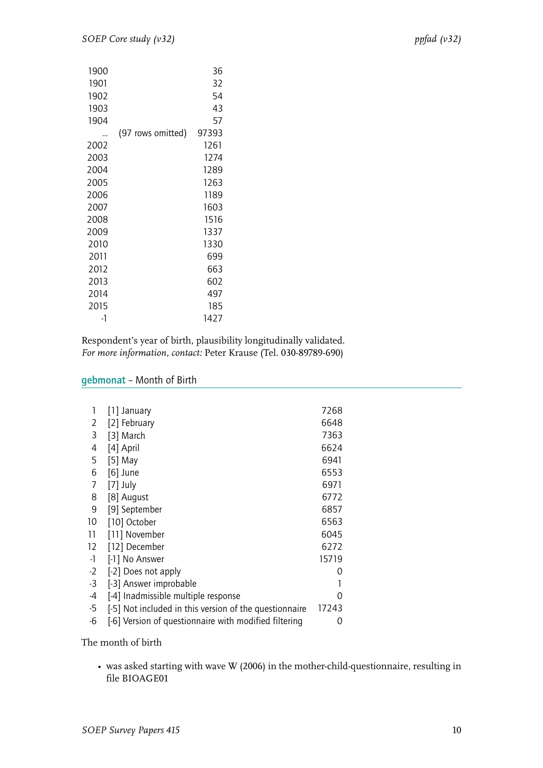| | | |
|---|---|---|
| 1900 | | 36 |
| 1901 | | 32 |
| 1902 | | 54 |
| 1903 | | 43 |
| 1904 | | 57 |
| ... | (97 rows omitted) | 97393 |
| 2002 | | 1261 |
| 2003 | | 1274 |
| 2004 | | 1289 |
| 2005 | | 1263 |
| 2006 | | 1189 |
| 2007 | | 1603 |
| 2008 | | 1516 |
| 2009 | | 1337 |
| 2010 | | 1330 |
| 2011 | | 699 |
| 2012 | | 663 |
| 2013 | | 602 |
| 2014 | | 497 |
| 2015 | | 185 |
| -1 | | 1427 |

Respondent's year of birth, plausibility longitudinally validated.
*For more information, contact:* Peter Krause (Tel. 030-89789-690)

## gebmonat – Month of Birth

| | | |
|---|---|---|
| 1 | [1] January | 7268 |
| 2 | [2] February | 6648 |
| 3 | [3] March | 7363 |
| 4 | [4] April | 6624 |
| 5 | [5] May | 6941 |
| 6 | [6] June | 6553 |
| 7 | [7] July | 6971 |
| 8 | [8] August | 6772 |
| 9 | [9] September | 6857 |
| 10 | [10] October | 6563 |
| 11 | [11] November | 6045 |
| 12 | [12] December | 6272 |
| -1 | [-1] No Answer | 15719 |
| -2 | [-2] Does not apply | 0 |
| -3 | [-3] Answer improbable | 1 |
| -4 | [-4] Inadmissible multiple response | 0 |
| -5 | [-5] Not included in this version of the questionnaire | 17243 |
| -6 | [-6] Version of questionnaire with modified filtering | 0 |

The month of birth

- was asked starting with wave W (2006) in the mother-child-questionnaire, resulting in file BIOAGE01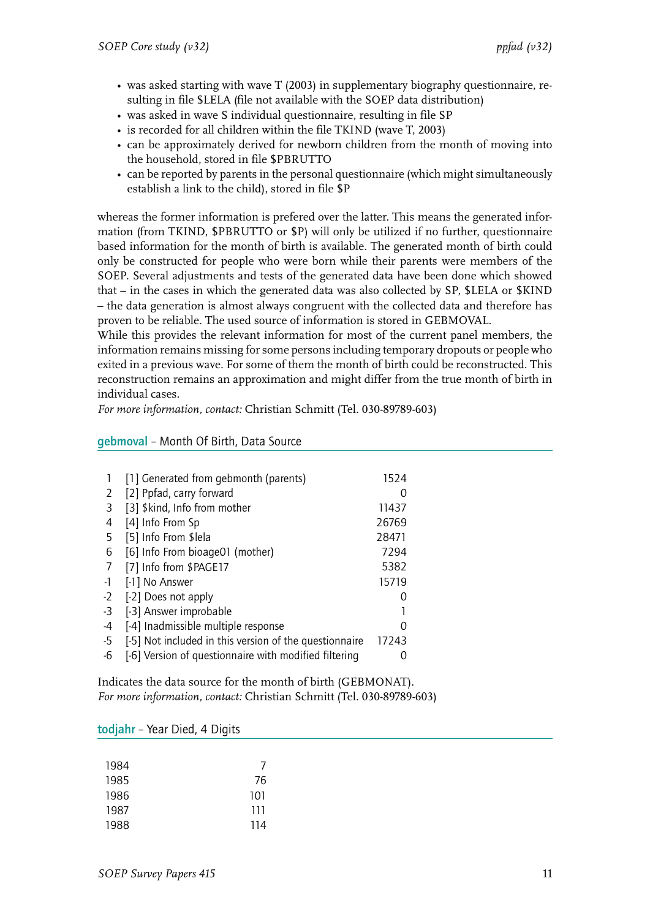- was asked starting with wave T (2003) in supplementary biography questionnaire, resulting in file $LELA (file not available with the SOEP data distribution)
- was asked in wave S individual questionnaire, resulting in file SP
- is recorded for all children within the file TKIND (wave T, 2003)
- can be approximately derived for newborn children from the month of moving into the household, stored in file $PBRUTTO
- can be reported by parents in the personal questionnaire (which might simultaneously establish a link to the child), stored in file $P

whereas the former information is prefered over the latter. This means the generated information (from TKIND, $PBRUTTO or $P) will only be utilized if no further, questionnaire based information for the month of birth is available. The generated month of birth could only be constructed for people who were born while their parents were members of the SOEP. Several adjustments and tests of the generated data have been done which showed that – in the cases in which the generated data was also collected by SP, $LELA or $KIND – the data generation is almost always congruent with the collected data and therefore has proven to be reliable. The used source of information is stored in GEBMOVAL.
While this provides the relevant information for most of the current panel members, the information remains missing for some persons including temporary dropouts or people who exited in a previous wave. For some of them the month of birth could be reconstructed. This reconstruction remains an approximation and might differ from the true month of birth in individual cases.
*For more information, contact:* Christian Schmitt (Tel. 030-89789-603)

### gebmoval – Month Of Birth, Data Source

| | | |
|---|---|---|
| 1 | [1] Generated from gebmonth (parents) | 1524 |
| 2 | [2] Ppfad, carry forward | 0 |
| 3 | [3] $kind, Info from mother | 11437 |
| 4 | [4] Info From Sp | 26769 |
| 5 | [5] Info From $lela | 28471 |
| 6 | [6] Info From bioage01 (mother) | 7294 |
| 7 | [7] Info from $PAGE17 | 5382 |
| -1 | [-1] No Answer | 15719 |
| -2 | [-2] Does not apply | 0 |
| -3 | [-3] Answer improbable | 1 |
| -4 | [-4] Inadmissible multiple response | 0 |
| -5 | [-5] Not included in this version of the questionnaire | 17243 |
| -6 | [-6] Version of questionnaire with modified filtering | 0 |

Indicates the data source for the month of birth (GEBMONAT).
*For more information, contact:* Christian Schmitt (Tel. 030-89789-603)

### todjahr – Year Died, 4 Digits

| | |
|---|---|
| 1984 | 7 |
| 1985 | 76 |
| 1986 | 101 |
| 1987 | 111 |
| 1988 | 114 |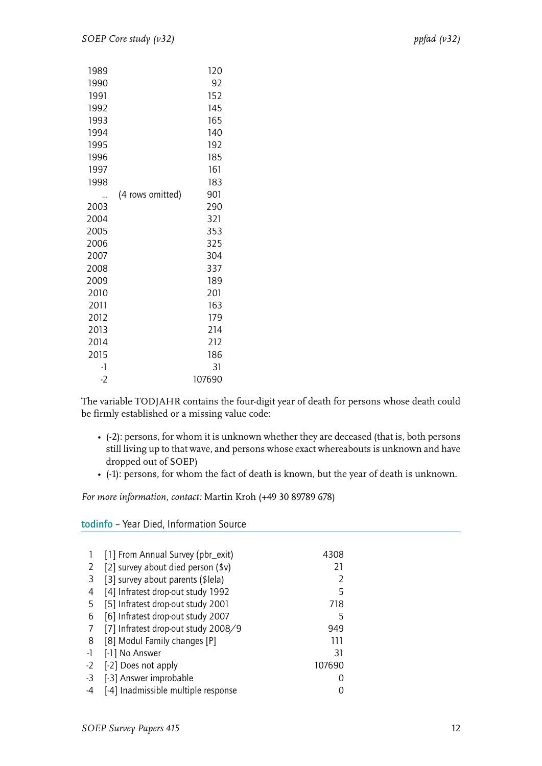| | | |
|---|---|---|
| 1989 | | 120 |
| 1990 | | 92 |
| 1991 | | 152 |
| 1992 | | 145 |
| 1993 | | 165 |
| 1994 | | 140 |
| 1995 | | 192 |
| 1996 | | 185 |
| 1997 | | 161 |
| 1998 | | 183 |
| ... | (4 rows omitted) | 901 |
| 2003 | | 290 |
| 2004 | | 321 |
| 2005 | | 353 |
| 2006 | | 325 |
| 2007 | | 304 |
| 2008 | | 337 |
| 2009 | | 189 |
| 2010 | | 201 |
| 2011 | | 163 |
| 2012 | | 179 |
| 2013 | | 214 |
| 2014 | | 212 |
| 2015 | | 186 |
| -1 | | 31 |
| -2 | | 107690 |

The variable TODJAHR contains the four-digit year of death for persons whose death could be firmly established or a missing value code:

- (-2): persons, for whom it is unknown whether they are deceased (that is, both persons still living up to that wave, and persons whose exact whereabouts is unknown and have dropped out of SOEP)
- (-1): persons, for whom the fact of death is known, but the year of death is unknown.

*For more information, contact:* Martin Kroh (+49 30 89789 678)

## todinfo – Year Died, Information Source

| | | |
|---|---|---|
| 1 | [1] From Annual Survey (pbr_exit) | 4308 |
| 2 | [2] survey about died person ($v) | 21 |
| 3 | [3] survey about parents ($lela) | 2 |
| 4 | [4] Infratest drop-out study 1992 | 5 |
| 5 | [5] Infratest drop-out study 2001 | 718 |
| 6 | [6] Infratest drop-out study 2007 | 5 |
| 7 | [7] Infratest drop-out study 2008/9 | 949 |
| 8 | [8] Modul Family changes [P] | 111 |
| -1 | [-1] No Answer | 31 |
| -2 | [-2] Does not apply | 107690 |
| -3 | [-3] Answer improbable | 0 |
| -4 | [-4] Inadmissible multiple response | 0 |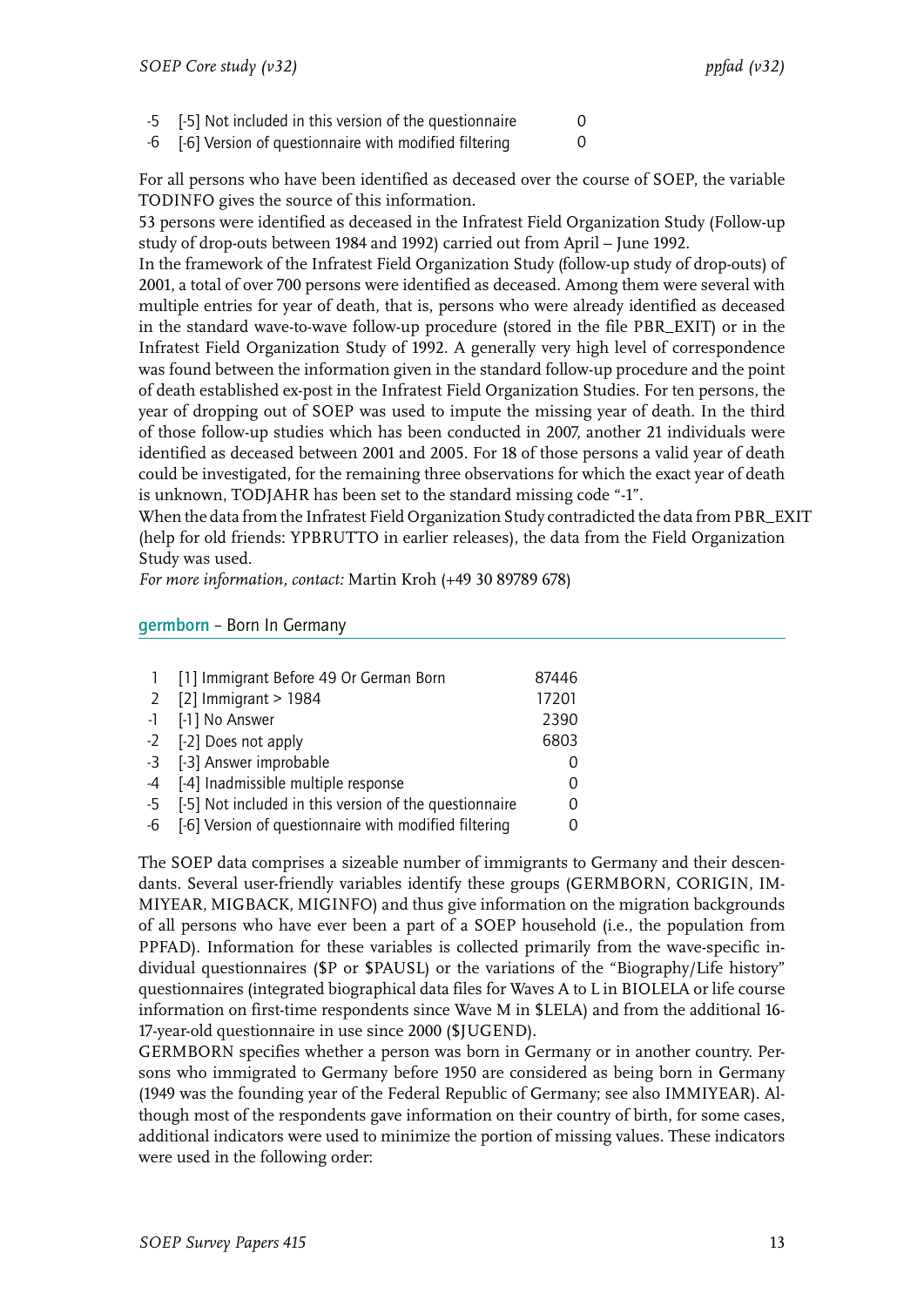| | | |
|---|---|---|
| -5 | [-5] Not included in this version of the questionnaire | 0 |
| -6 | [-6] Version of questionnaire with modified filtering | 0 |

For all persons who have been identified as deceased over the course of SOEP, the variable TODINFO gives the source of this information.
53 persons were identified as deceased in the Infratest Field Organization Study (Follow-up study of drop-outs between 1984 and 1992) carried out from April – June 1992.
In the framework of the Infratest Field Organization Study (follow-up study of drop-outs) of 2001, a total of over 700 persons were identified as deceased. Among them were several with multiple entries for year of death, that is, persons who were already identified as deceased in the standard wave-to-wave follow-up procedure (stored in the file PBR_EXIT) or in the Infratest Field Organization Study of 1992. A generally very high level of correspondence was found between the information given in the standard follow-up procedure and the point of death established ex-post in the Infratest Field Organization Studies. For ten persons, the year of dropping out of SOEP was used to impute the missing year of death. In the third of those follow-up studies which has been conducted in 2007, another 21 individuals were identified as deceased between 2001 and 2005. For 18 of those persons a valid year of death could be investigated, for the remaining three observations for which the exact year of death is unknown, TODJAHR has been set to the standard missing code "-1".
When the data from the Infratest Field Organization Study contradicted the data from PBR_EXIT (help for old friends: YPBRUTTO in earlier releases), the data from the Field Organization Study was used.
*For more information, contact:* Martin Kroh (+49 30 89789 678)

## germborn – Born In Germany

| | | |
|---|---|---|
| 1 | [1] Immigrant Before 49 Or German Born | 87446 |
| 2 | [2] Immigrant > 1984 | 17201 |
| -1 | [-1] No Answer | 2390 |
| -2 | [-2] Does not apply | 6803 |
| -3 | [-3] Answer improbable | 0 |
| -4 | [-4] Inadmissible multiple response | 0 |
| -5 | [-5] Not included in this version of the questionnaire | 0 |
| -6 | [-6] Version of questionnaire with modified filtering | 0 |

The SOEP data comprises a sizeable number of immigrants to Germany and their descendants. Several user-friendly variables identify these groups (GERMBORN, CORIGIN, IMMIYEAR, MIGBACK, MIGINFO) and thus give information on the migration backgrounds of all persons who have ever been a part of a SOEP household (i.e., the population from PPFAD). Information for these variables is collected primarily from the wave-specific individual questionnaires ($P or $PAUSL) or the variations of the "Biography/Life history" questionnaires (integrated biographical data files for Waves A to L in BIOLELA or life course information on first-time respondents since Wave M in $LELA) and from the additional 16-17-year-old questionnaire in use since 2000 ($JUGEND).
GERMBORN specifies whether a person was born in Germany or in another country. Persons who immigrated to Germany before 1950 are considered as being born in Germany (1949 was the founding year of the Federal Republic of Germany; see also IMMIYEAR). Although most of the respondents gave information on their country of birth, for some cases, additional indicators were used to minimize the portion of missing values. These indicators were used in the following order: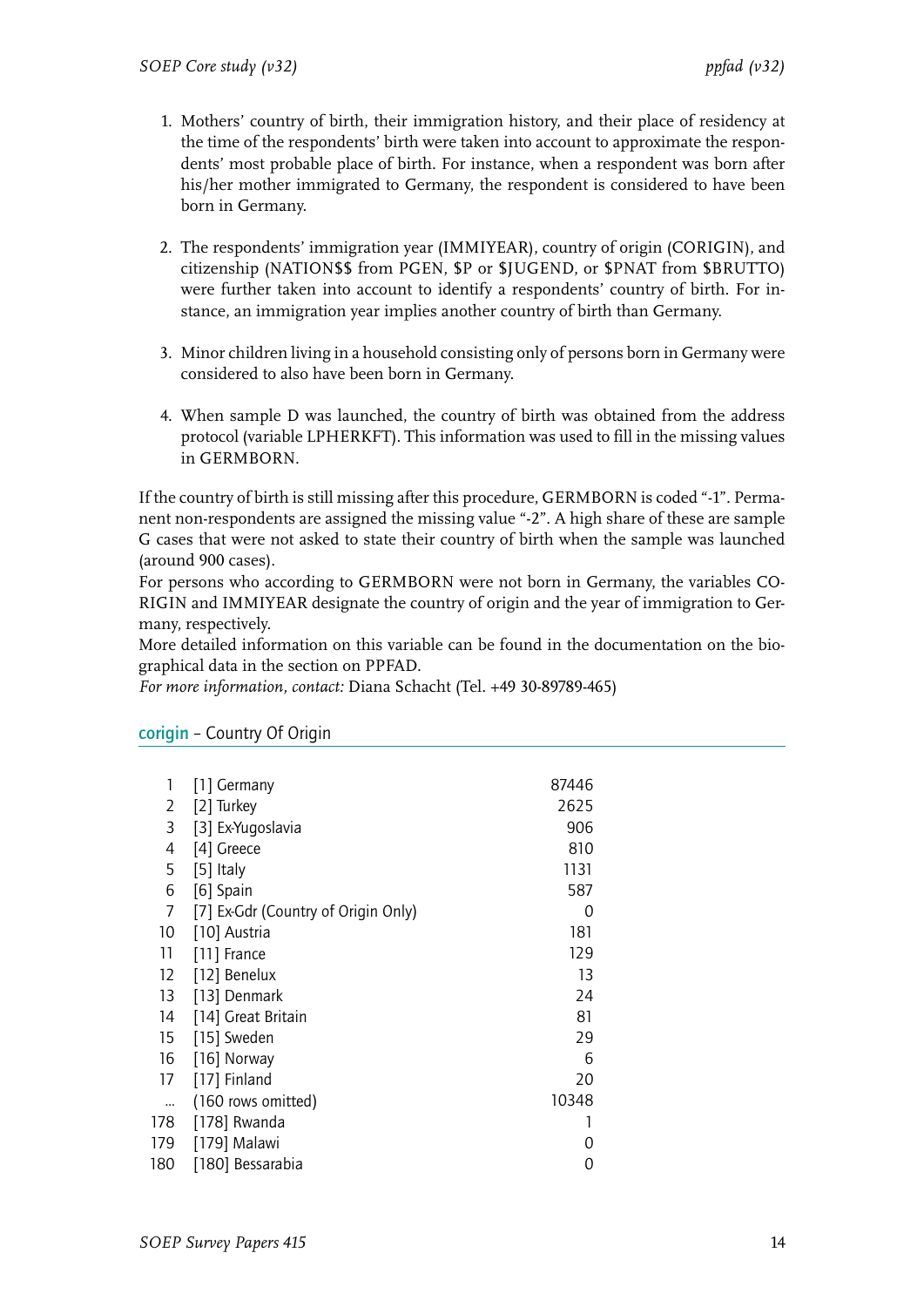1. Mothers' country of birth, their immigration history, and their place of residency at the time of the respondents' birth were taken into account to approximate the respondents' most probable place of birth. For instance, when a respondent was born after his/her mother immigrated to Germany, the respondent is considered to have been born in Germany.

2. The respondents' immigration year (IMMIYEAR), country of origin (CORIGIN), and citizenship (NATION$$ from PGEN, $P or $JUGEND, or $PNAT from $BRUTTO) were further taken into account to identify a respondents' country of birth. For instance, an immigration year implies another country of birth than Germany.

3. Minor children living in a household consisting only of persons born in Germany were considered to also have been born in Germany.

4. When sample D was launched, the country of birth was obtained from the address protocol (variable LPHERKFT). This information was used to fill in the missing values in GERMBORN.

If the country of birth is still missing after this procedure, GERMBORN is coded "-1". Permanent non-respondents are assigned the missing value "-2". A high share of these are sample G cases that were not asked to state their country of birth when the sample was launched (around 900 cases).
For persons who according to GERMBORN were not born in Germany, the variables CORIGIN and IMMIYEAR designate the country of origin and the year of immigration to Germany, respectively.
More detailed information on this variable can be found in the documentation on the biographical data in the section on PPFAD.
*For more information, contact:* Diana Schacht (Tel. +49 30-89789-465)

## corigin – Country Of Origin

| | | |
|---|---|---|
| 1 | [1] Germany | 87446 |
| 2 | [2] Turkey | 2625 |
| 3 | [3] Ex-Yugoslavia | 906 |
| 4 | [4] Greece | 810 |
| 5 | [5] Italy | 1131 |
| 6 | [6] Spain | 587 |
| 7 | [7] Ex-Gdr (Country of Origin Only) | 0 |
| 10 | [10] Austria | 181 |
| 11 | [11] France | 129 |
| 12 | [12] Benelux | 13 |
| 13 | [13] Denmark | 24 |
| 14 | [14] Great Britain | 81 |
| 15 | [15] Sweden | 29 |
| 16 | [16] Norway | 6 |
| 17 | [17] Finland | 20 |
| ... | (160 rows omitted) | 10348 |
| 178 | [178] Rwanda | 1 |
| 179 | [179] Malawi | 0 |
| 180 | [180] Bessarabia | 0 |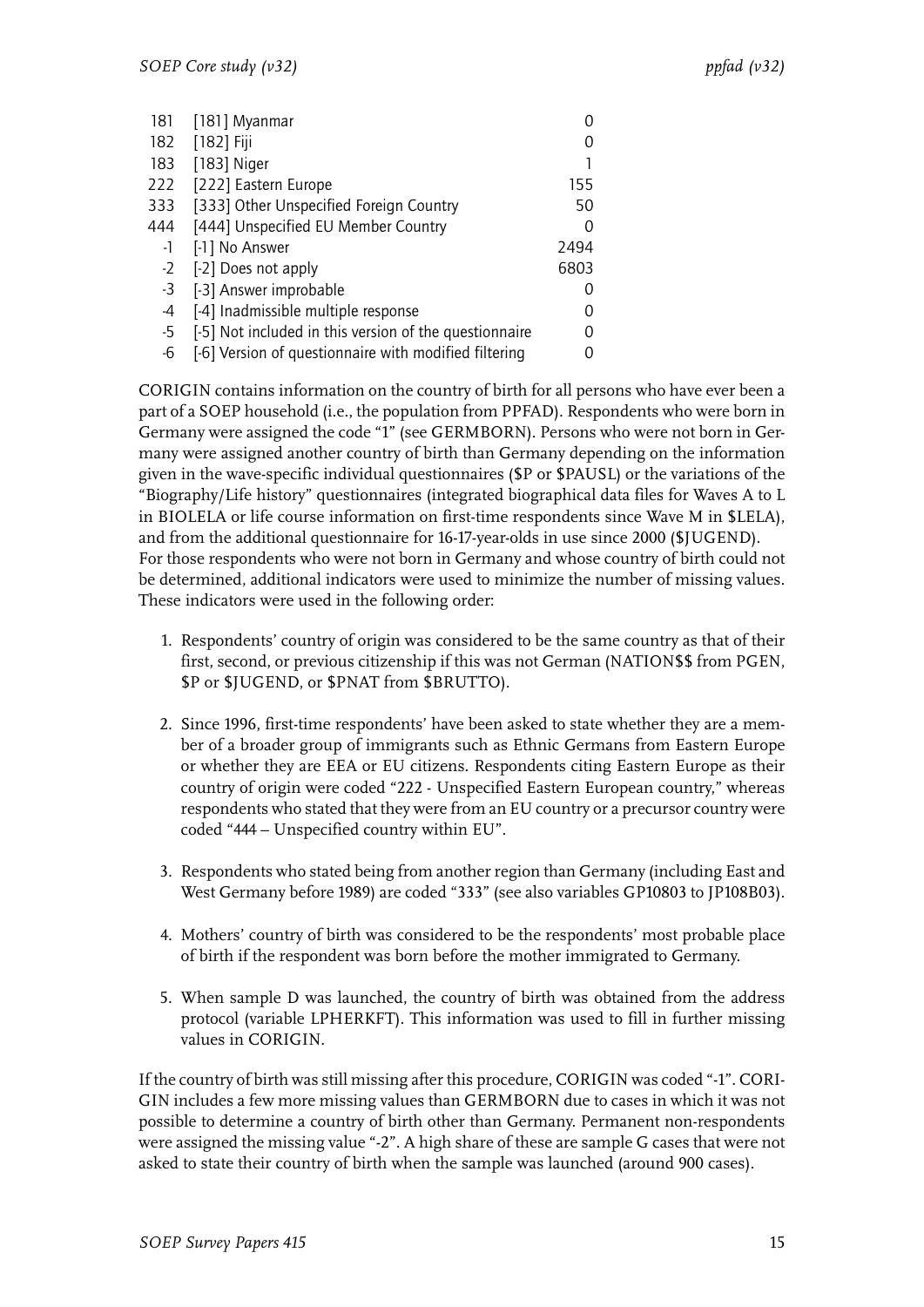| | | |
|---|---|---|
| 181 | [181] Myanmar | 0 |
| 182 | [182] Fiji | 0 |
| 183 | [183] Niger | 1 |
| 222 | [222] Eastern Europe | 155 |
| 333 | [333] Other Unspecified Foreign Country | 50 |
| 444 | [444] Unspecified EU Member Country | 0 |
| -1 | [-1] No Answer | 2494 |
| -2 | [-2] Does not apply | 6803 |
| -3 | [-3] Answer improbable | 0 |
| -4 | [-4] Inadmissible multiple response | 0 |
| -5 | [-5] Not included in this version of the questionnaire | 0 |
| -6 | [-6] Version of questionnaire with modified filtering | 0 |

CORIGIN contains information on the country of birth for all persons who have ever been a part of a SOEP household (i.e., the population from PPFAD). Respondents who were born in Germany were assigned the code "1" (see GERMBORN). Persons who were not born in Germany were assigned another country of birth than Germany depending on the information given in the wave-specific individual questionnaires ($P or $PAUSL) or the variations of the "Biography/Life history" questionnaires (integrated biographical data files for Waves A to L in BIOLELA or life course information on first-time respondents since Wave M in $LELA), and from the additional questionnaire for 16-17-year-olds in use since 2000 ($JUGEND). For those respondents who were not born in Germany and whose country of birth could not be determined, additional indicators were used to minimize the number of missing values. These indicators were used in the following order:

1. Respondents' country of origin was considered to be the same country as that of their first, second, or previous citizenship if this was not German (NATION$$ from PGEN, $P or $JUGEND, or $PNAT from $BRUTTO).

2. Since 1996, first-time respondents' have been asked to state whether they are a member of a broader group of immigrants such as Ethnic Germans from Eastern Europe or whether they are EEA or EU citizens. Respondents citing Eastern Europe as their country of origin were coded "222 - Unspecified Eastern European country," whereas respondents who stated that they were from an EU country or a precursor country were coded "444 – Unspecified country within EU".

3. Respondents who stated being from another region than Germany (including East and West Germany before 1989) are coded "333" (see also variables GP10803 to JP108B03).

4. Mothers' country of birth was considered to be the respondents' most probable place of birth if the respondent was born before the mother immigrated to Germany.

5. When sample D was launched, the country of birth was obtained from the address protocol (variable LPHERKFT). This information was used to fill in further missing values in CORIGIN.

If the country of birth was still missing after this procedure, CORIGIN was coded "-1". CORIGIN includes a few more missing values than GERMBORN due to cases in which it was not possible to determine a country of birth other than Germany. Permanent non-respondents were assigned the missing value "-2". A high share of these are sample G cases that were not asked to state their country of birth when the sample was launched (around 900 cases).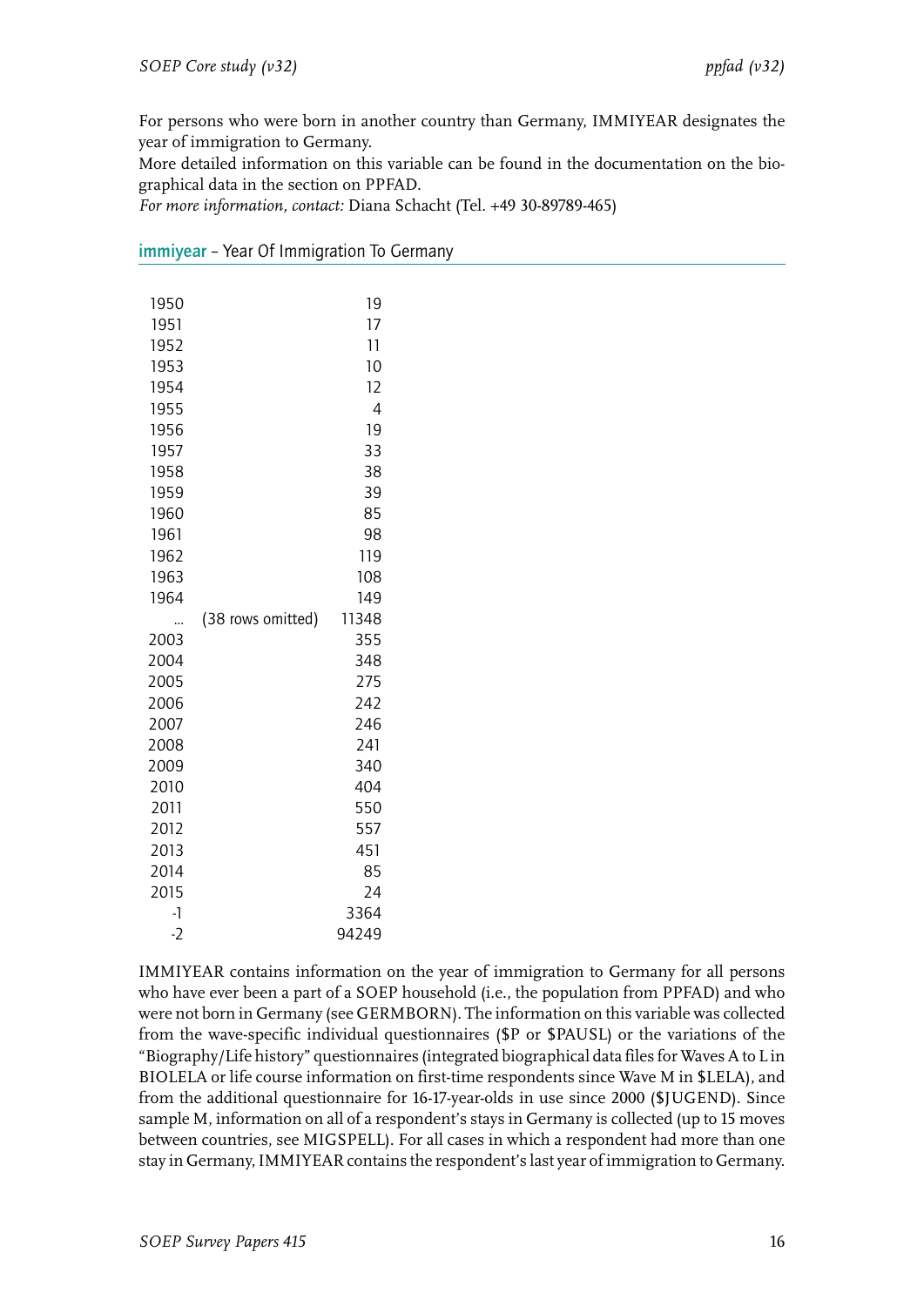For persons who were born in another country than Germany, IMMIYEAR designates the year of immigration to Germany.
More detailed information on this variable can be found in the documentation on the biographical data in the section on PPFAD.
*For more information, contact:* Diana Schacht (Tel. +49 30-89789-465)

## immiyear – Year Of Immigration To Germany

| | | |
|---|---|---|
| 1950 | | 19 |
| 1951 | | 17 |
| 1952 | | 11 |
| 1953 | | 10 |
| 1954 | | 12 |
| 1955 | | 4 |
| 1956 | | 19 |
| 1957 | | 33 |
| 1958 | | 38 |
| 1959 | | 39 |
| 1960 | | 85 |
| 1961 | | 98 |
| 1962 | | 119 |
| 1963 | | 108 |
| 1964 | | 149 |
| ... | (38 rows omitted) | 11348 |
| 2003 | | 355 |
| 2004 | | 348 |
| 2005 | | 275 |
| 2006 | | 242 |
| 2007 | | 246 |
| 2008 | | 241 |
| 2009 | | 340 |
| 2010 | | 404 |
| 2011 | | 550 |
| 2012 | | 557 |
| 2013 | | 451 |
| 2014 | | 85 |
| 2015 | | 24 |
| -1 | | 3364 |
| -2 | | 94249 |

IMMIYEAR contains information on the year of immigration to Germany for all persons who have ever been a part of a SOEP household (i.e., the population from PPFAD) and who were not born in Germany (see GERMBORN). The information on this variable was collected from the wave-specific individual questionnaires ($P or $PAUSL) or the variations of the "Biography/Life history" questionnaires (integrated biographical data files for Waves A to L in BIOLELA or life course information on first-time respondents since Wave M in $LELA), and from the additional questionnaire for 16-17-year-olds in use since 2000 ($JUGEND). Since sample M, information on all of a respondent's stays in Germany is collected (up to 15 moves between countries, see MIGSPELL). For all cases in which a respondent had more than one stay in Germany, IMMIYEAR contains the respondent's last year of immigration to Germany.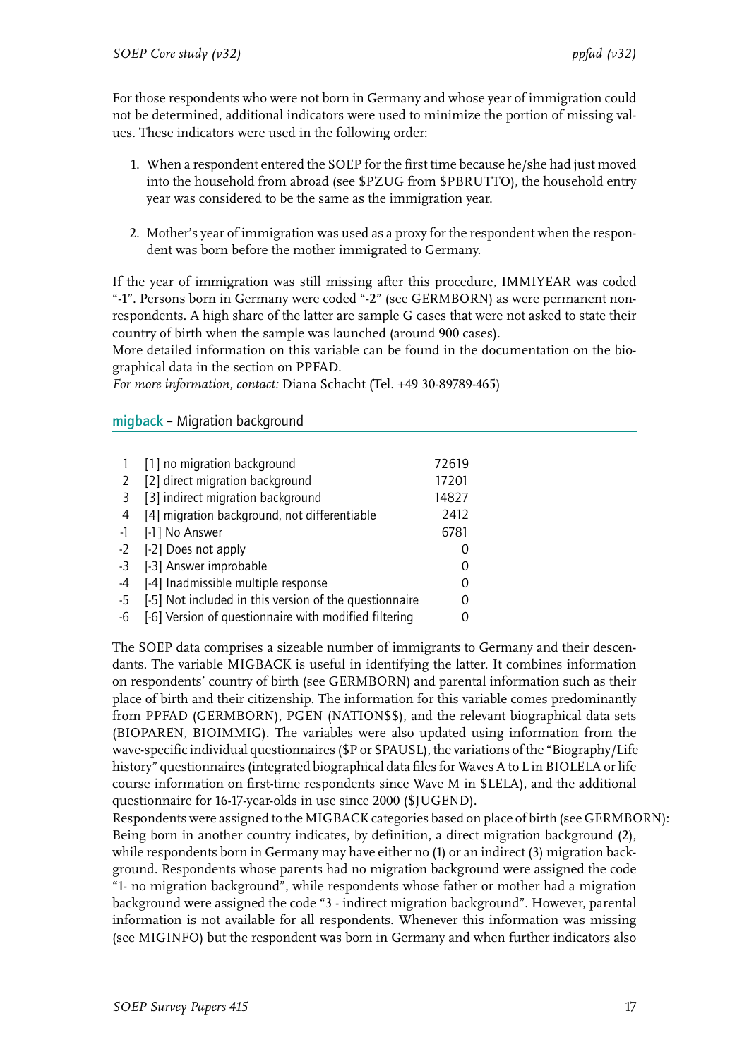For those respondents who were not born in Germany and whose year of immigration could not be determined, additional indicators were used to minimize the portion of missing values. These indicators were used in the following order:

1. When a respondent entered the SOEP for the first time because he/she had just moved into the household from abroad (see $PZUG from $PBRUTTO), the household entry year was considered to be the same as the immigration year.

2. Mother's year of immigration was used as a proxy for the respondent when the respondent was born before the mother immigrated to Germany.

If the year of immigration was still missing after this procedure, IMMIYEAR was coded "-1". Persons born in Germany were coded "-2" (see GERMBORN) as were permanent non-respondents. A high share of the latter are sample G cases that were not asked to state their country of birth when the sample was launched (around 900 cases).
More detailed information on this variable can be found in the documentation on the biographical data in the section on PPFAD.
*For more information, contact:* Diana Schacht (Tel. +49 30-89789-465)

## migback – Migration background

| | | |
|---|---|---|
| 1 | [1] no migration background | 72619 |
| 2 | [2] direct migration background | 17201 |
| 3 | [3] indirect migration background | 14827 |
| 4 | [4] migration background, not differentiable | 2412 |
| -1 | [-1] No Answer | 6781 |
| -2 | [-2] Does not apply | 0 |
| -3 | [-3] Answer improbable | 0 |
| -4 | [-4] Inadmissible multiple response | 0 |
| -5 | [-5] Not included in this version of the questionnaire | 0 |
| -6 | [-6] Version of questionnaire with modified filtering | 0 |

The SOEP data comprises a sizeable number of immigrants to Germany and their descendants. The variable MIGBACK is useful in identifying the latter. It combines information on respondents' country of birth (see GERMBORN) and parental information such as their place of birth and their citizenship. The information for this variable comes predominantly from PPFAD (GERMBORN), PGEN (NATION$$), and the relevant biographical data sets (BIOPAREN, BIOIMMIG). The variables were also updated using information from the wave-specific individual questionnaires ($P or $PAUSL), the variations of the "Biography/Life history" questionnaires (integrated biographical data files for Waves A to L in BIOLELA or life course information on first-time respondents since Wave M in $LELA), and the additional questionnaire for 16-17-year-olds in use since 2000 ($JUGEND).
Respondents were assigned to the MIGBACK categories based on place of birth (see GERMBORN): Being born in another country indicates, by definition, a direct migration background (2), while respondents born in Germany may have either no (1) or an indirect (3) migration background. Respondents whose parents had no migration background were assigned the code "1- no migration background", while respondents whose father or mother had a migration background were assigned the code "3 - indirect migration background". However, parental information is not available for all respondents. Whenever this information was missing (see MIGINFO) but the respondent was born in Germany and when further indicators also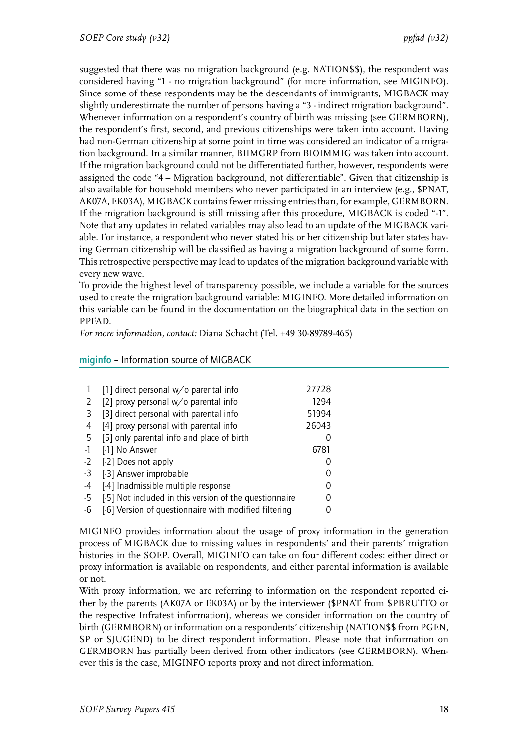suggested that there was no migration background (e.g. NATION$$), the respondent was considered having "1 - no migration background" (for more information, see MIGINFO). Since some of these respondents may be the descendants of immigrants, MIGBACK may slightly underestimate the number of persons having a "3 - indirect migration background". Whenever information on a respondent's country of birth was missing (see GERMBORN), the respondent's first, second, and previous citizenships were taken into account. Having had non-German citizenship at some point in time was considered an indicator of a migration background. In a similar manner, BIIMGRP from BIOIMMIG was taken into account. If the migration background could not be differentiated further, however, respondents were assigned the code "4 – Migration background, not differentiable". Given that citizenship is also available for household members who never participated in an interview (e.g., $PNAT, AK07A, EK03A), MIGBACK contains fewer missing entries than, for example, GERMBORN. If the migration background is still missing after this procedure, MIGBACK is coded "-1". Note that any updates in related variables may also lead to an update of the MIGBACK variable. For instance, a respondent who never stated his or her citizenship but later states having German citizenship will be classified as having a migration background of some form. This retrospective perspective may lead to updates of the migration background variable with every new wave.

To provide the highest level of transparency possible, we include a variable for the sources used to create the migration background variable: MIGINFO. More detailed information on this variable can be found in the documentation on the biographical data in the section on PPFAD.

*For more information, contact:* Diana Schacht (Tel. +49 30-89789-465)

## miginfo – Information source of MIGBACK

| | | |
|---|---|---|
| 1 | [1] direct personal w/o parental info | 27728 |
| 2 | [2] proxy personal w/o parental info | 1294 |
| 3 | [3] direct personal with parental info | 51994 |
| 4 | [4] proxy personal with parental info | 26043 |
| 5 | [5] only parental info and place of birth | 0 |
| -1 | [-1] No Answer | 6781 |
| -2 | [-2] Does not apply | 0 |
| -3 | [-3] Answer improbable | 0 |
| -4 | [-4] Inadmissible multiple response | 0 |
| -5 | [-5] Not included in this version of the questionnaire | 0 |
| -6 | [-6] Version of questionnaire with modified filtering | 0 |

MIGINFO provides information about the usage of proxy information in the generation process of MIGBACK due to missing values in respondents' and their parents' migration histories in the SOEP. Overall, MIGINFO can take on four different codes: either direct or proxy information is available on respondents, and either parental information is available or not.

With proxy information, we are referring to information on the respondent reported either by the parents (AK07A or EK03A) or by the interviewer ($PNAT from $PBRUTTO or the respective Infratest information), whereas we consider information on the country of birth (GERMBORN) or information on a respondents' citizenship (NATION$$ from PGEN, $P or $JUGEND) to be direct respondent information. Please note that information on GERMBORN has partially been derived from other indicators (see GERMBORN). Whenever this is the case, MIGINFO reports proxy and not direct information.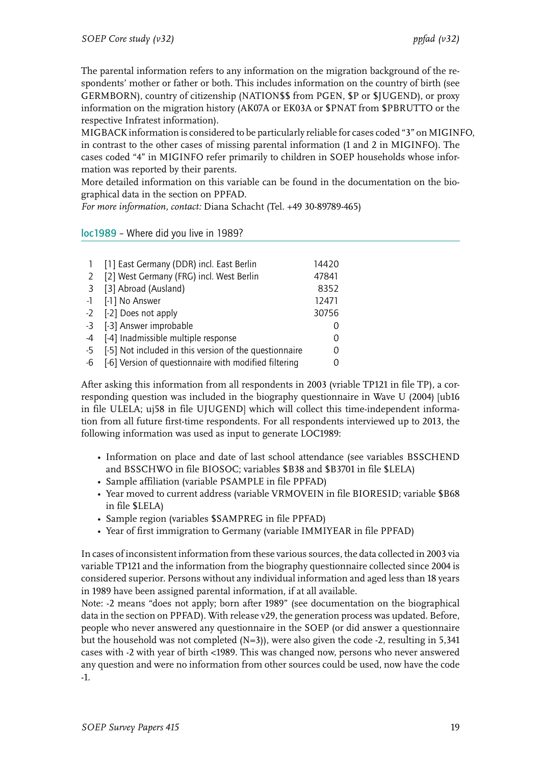The parental information refers to any information on the migration background of the respondents' mother or father or both. This includes information on the country of birth (see GERMBORN), country of citizenship (NATION$$ from PGEN, $P or $JUGEND), or proxy information on the migration history (AK07A or EK03A or $PNAT from $PBRUTTO or the respective Infratest information).
MIGBACK information is considered to be particularly reliable for cases coded "3" on MIGINFO, in contrast to the other cases of missing parental information (1 and 2 in MIGINFO). The cases coded "4" in MIGINFO refer primarily to children in SOEP households whose information was reported by their parents.
More detailed information on this variable can be found in the documentation on the biographical data in the section on PPFAD.
*For more information, contact:* Diana Schacht (Tel. +49 30-89789-465)

## loc1989 – Where did you live in 1989?

| | | |
|---|---|---|
| 1 | [1] East Germany (DDR) incl. East Berlin | 14420 |
| 2 | [2] West Germany (FRG) incl. West Berlin | 47841 |
| 3 | [3] Abroad (Ausland) | 8352 |
| -1 | [-1] No Answer | 12471 |
| -2 | [-2] Does not apply | 30756 |
| -3 | [-3] Answer improbable | 0 |
| -4 | [-4] Inadmissible multiple response | 0 |
| -5 | [-5] Not included in this version of the questionnaire | 0 |
| -6 | [-6] Version of questionnaire with modified filtering | 0 |

After asking this information from all respondents in 2003 (vriable TP121 in file TP), a corresponding question was included in the biography questionnaire in Wave U (2004) [ub16 in file ULELA; uj58 in file UJUGEND] which will collect this time-independent information from all future first-time respondents. For all respondents interviewed up to 2013, the following information was used as input to generate LOC1989:

- Information on place and date of last school attendance (see variables BSSCHEND and BSSCHWO in file BIOSOC; variables $B38 and $B3701 in file $LELA)
- Sample affiliation (variable PSAMPLE in file PPFAD)
- Year moved to current address (variable VRMOVEIN in file BIORESID; variable $B68 in file $LELA)
- Sample region (variables $SAMPREG in file PPFAD)
- Year of first immigration to Germany (variable IMMIYEAR in file PPFAD)

In cases of inconsistent information from these various sources, the data collected in 2003 via variable TP121 and the information from the biography questionnaire collected since 2004 is considered superior. Persons without any individual information and aged less than 18 years in 1989 have been assigned parental information, if at all available.
Note: -2 means "does not apply; born after 1989" (see documentation on the biographical data in the section on PPFAD). With release v29, the generation process was updated. Before, people who never answered any questionnaire in the SOEP (or did answer a questionnaire but the household was not completed (N=3)), were also given the code -2, resulting in 5,341 cases with -2 with year of birth <1989. This was changed now, persons who never answered any question and were no information from other sources could be used, now have the code -1.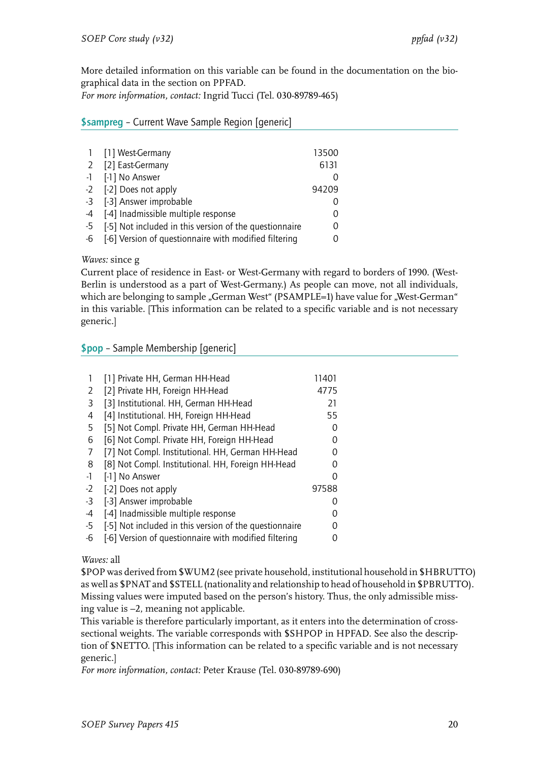More detailed information on this variable can be found in the documentation on the biographical data in the section on PPFAD.
*For more information, contact:* Ingrid Tucci (Tel. 030-89789-465)

## $sampreg – Current Wave Sample Region [generic]

| | | |
|---|---|---|
| 1 | [1] West-Germany | 13500 |
| 2 | [2] East-Germany | 6131 |
| -1 | [-1] No Answer | 0 |
| -2 | [-2] Does not apply | 94209 |
| -3 | [-3] Answer improbable | 0 |
| -4 | [-4] Inadmissible multiple response | 0 |
| -5 | [-5] Not included in this version of the questionnaire | 0 |
| -6 | [-6] Version of questionnaire with modified filtering | 0 |

*Waves:* since g
Current place of residence in East- or West-Germany with regard to borders of 1990. (West-Berlin is understood as a part of West-Germany.) As people can move, not all individuals, which are belonging to sample „German West" (PSAMPLE=1) have value for „West-German" in this variable. [This information can be related to a specific variable and is not necessary generic.]

## $pop – Sample Membership [generic]

| | | |
|---|---|---|
| 1 | [1] Private HH, German HH-Head | 11401 |
| 2 | [2] Private HH, Foreign HH-Head | 4775 |
| 3 | [3] Institutional. HH, German HH-Head | 21 |
| 4 | [4] Institutional. HH, Foreign HH-Head | 55 |
| 5 | [5] Not Compl. Private HH, German HH-Head | 0 |
| 6 | [6] Not Compl. Private HH, Foreign HH-Head | 0 |
| 7 | [7] Not Compl. Institutional. HH, German HH-Head | 0 |
| 8 | [8] Not Compl. Institutional. HH, Foreign HH-Head | 0 |
| -1 | [-1] No Answer | 0 |
| -2 | [-2] Does not apply | 97588 |
| -3 | [-3] Answer improbable | 0 |
| -4 | [-4] Inadmissible multiple response | 0 |
| -5 | [-5] Not included in this version of the questionnaire | 0 |
| -6 | [-6] Version of questionnaire with modified filtering | 0 |

*Waves:* all
$POP was derived from $WUM2 (see private household, institutional household in $HBRUTTO) as well as $PNAT and $STELL (nationality and relationship to head of household in $PBRUTTO). Missing values were imputed based on the person's history. Thus, the only admissible missing value is –2, meaning not applicable.
This variable is therefore particularly important, as it enters into the determination of cross-sectional weights. The variable corresponds with $SHPOP in HPFAD. See also the description of $NETTO. [This information can be related to a specific variable and is not necessary generic.]
*For more information, contact:* Peter Krause (Tel. 030-89789-690)